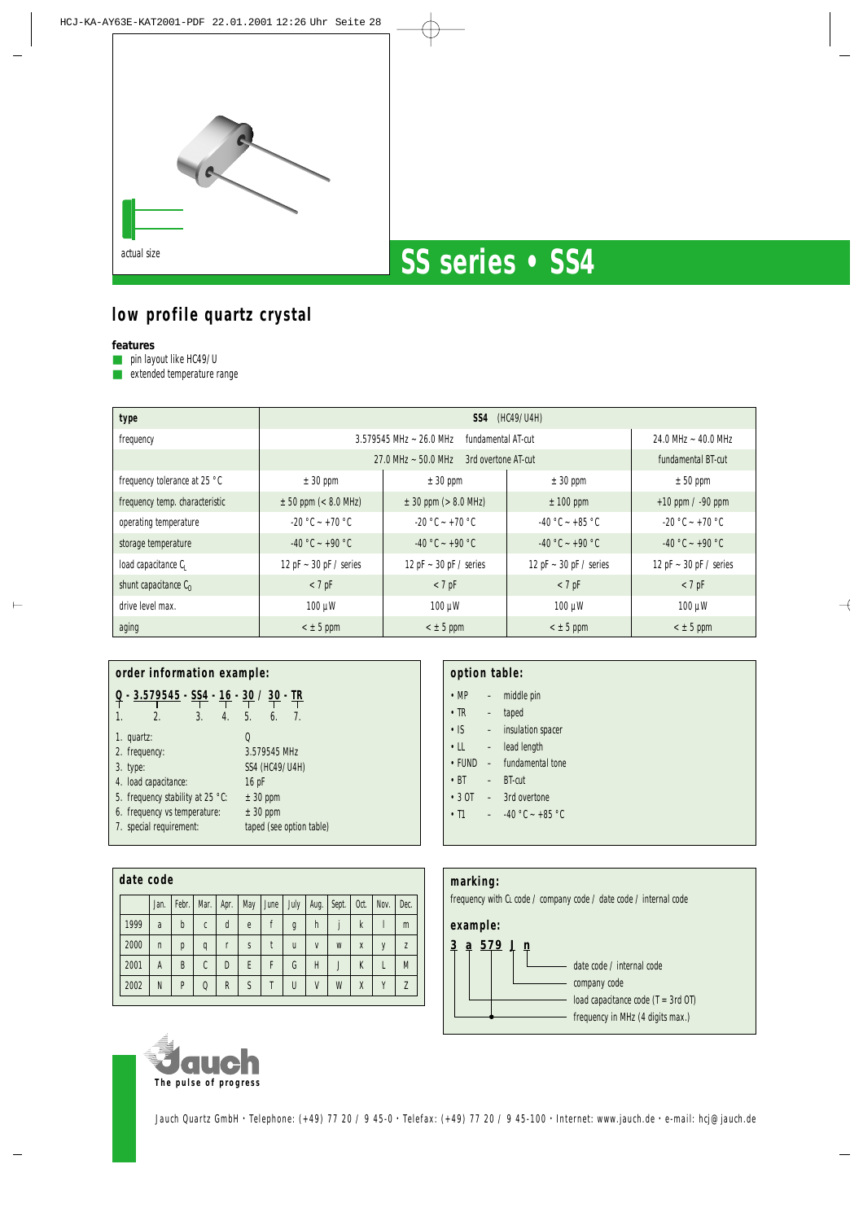actual size

# SS series • SS4

## low profile quartz crystal

**features**

- pin layout like HC49/U
- extended temperature range

| type | SS4 (HC49/U4H) | | | |
|---|---|---|---|---|
| frequency | 3.579545 MHz ~ 26.0 MHz fundamental AT-cut | | | 24.0 MHz ~ 40.0 MHz |
| | 27.0 MHz ~ 50.0 MHz 3rd overtone AT-cut | | | fundamental BT-cut |
| frequency tolerance at 25 °C | ± 30 ppm | ± 30 ppm | ± 30 ppm | ± 50 ppm |
| frequency temp. characteristic | ± 50 ppm (< 8.0 MHz) | ± 30 ppm (> 8.0 MHz) | ± 100 ppm | +10 ppm / -90 ppm |
| operating temperature | -20 °C ~ +70 °C | -20 °C ~ +70 °C | -40 °C ~ +85 °C | -20 °C ~ +70 °C |
| storage temperature | -40 °C ~ +90 °C | -40 °C ~ +90 °C | -40 °C ~ +90 °C | -40 °C ~ +90 °C |
| load capacitance $C_L$ | 12 pF ~ 30 pF / series | 12 pF ~ 30 pF / series | 12 pF ~ 30 pF / series | 12 pF ~ 30 pF / series |
| shunt capacitance $C_0$ | < 7 pF | < 7 pF | < 7 pF | < 7 pF |
| drive level max. | 100 µW | 100 µW | 100 µW | 100 µW |
| aging | < ± 5 ppm | < ± 5 ppm | < ± 5 ppm | < ± 5 ppm |

### order information example:

**Q - 3.579545 - SS4 - 16 - 30 / 30 - TR**

1. 2. 3. 4. 5. 6. 7.

1. quartz: Q
2. frequency: 3.579545 MHz
3. type: SS4 (HC49/U4H)
4. load capacitance: 16 pF
5. frequency stability at 25 °C: ± 30 ppm
6. frequency vs temperature: ± 30 ppm
7. special requirement: taped (see option table)

### option table:

- MP - middle pin
- TR - taped
- IS - insulation spacer
- LL - lead length
- FUND - fundamental tone
- BT - BT-cut
- 3 OT - 3rd overtone
- T1 - -40 °C ~ +85 °C

### date code

| | Jan. | Febr. | Mar. | Apr. | May | June | July | Aug. | Sept. | Oct. | Nov. | Dec. |
|---|---|---|---|---|---|---|---|---|---|---|---|---|
| 1999 | a | b | c | d | e | f | g | h | j | k | l | m |
| 2000 | n | p | q | r | s | t | u | v | w | x | y | z |
| 2001 | A | B | C | D | E | F | G | H | J | K | L | M |
| 2002 | N | P | Q | R | S | T | U | V | W | X | Y | Z |

### marking:

frequency with $C_L$ code / company code / date code / internal code

### example:

**3 a 579 J n**

- date code / internal code
- company code
- load capacitance code (T = 3rd OT)
- frequency in MHz (4 digits max.)

Jauch – The pulse of progress

Jauch Quartz GmbH · Telephone: (+49) 77 20 / 9 45-0 · Telefax: (+49) 77 20 / 9 45-100 · Internet: www.jauch.de · e-mail: hcj@jauch.de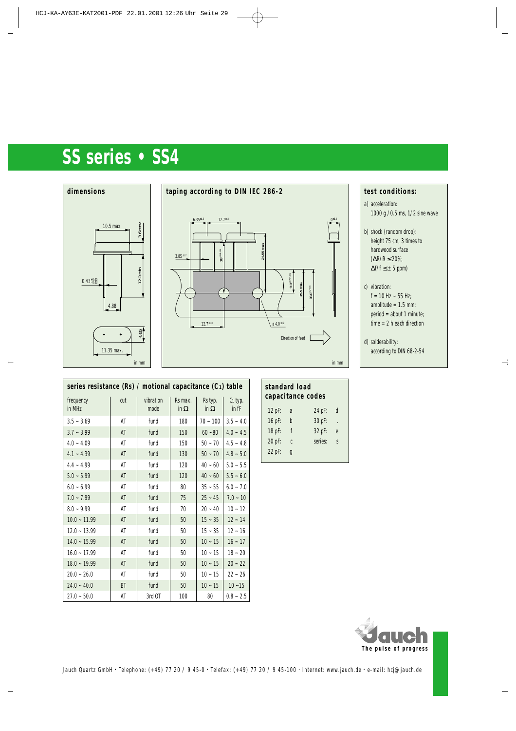# SS series • SS4

## dimensions

10.5 max.

3.6 max

12.0 min

$0.43^{+0.05}_{-0.03}$

4.88

4.65

11.35 max.

in mm

## taping according to DIN IEC 286-2

$6.35^{\pm 1.3}$

$12.7^{\pm 1.0}$

$0^{\pm 1.0}$

$3.85^{\pm 0.7}$

$18^{+2/-0.5}$

24.95 max

$9.0^{+0.75/-0.5}$

15.5 max

$18.0^{+1/-0.5}$

$12.7^{\pm 0.3}$

$\varnothing 4.0^{\pm 0.2}$

Direction of feed

in mm

## test conditions:

a) acceleration:
1000 g / 0.5 ms, 1/2 sine wave

b) shock (random drop):
height 75 cm, 3 times to hardwood surface
($\Delta R/R \leq 20\%$;
$\Delta f/f \leq \pm 5$ ppm)

c) vibration:
f = 10 Hz ~ 55 Hz;
amplitude = 1.5 mm;
period = about 1 minute;
time = 2 h each direction

d) solderability:
according to DIN 68-2-54

## series resistance (Rs) / motional capacitance ($C_1$) table

| frequency in MHz | cut | vibration mode | Rs max. in Ω | Rs typ. in Ω | $C_1$ typ. in fF |
|---|---|---|---|---|---|
| 3.5 ~ 3.69 | AT | fund | 180 | 70 ~ 100 | 3.5 ~ 4.0 |
| 3.7 ~ 3.99 | AT | fund | 150 | 60 ~80 | 4.0 ~ 4.5 |
| 4.0 ~ 4.09 | AT | fund | 150 | 50 ~ 70 | 4.5 ~ 4.8 |
| 4.1 ~ 4.39 | AT | fund | 130 | 50 ~ 70 | 4.8 ~ 5.0 |
| 4.4 ~ 4.99 | AT | fund | 120 | 40 ~ 60 | 5.0 ~ 5.5 |
| 5.0 ~ 5.99 | AT | fund | 120 | 40 ~ 60 | 5.5 ~ 6.0 |
| 6.0 ~ 6.99 | AT | fund | 80 | 35 ~ 55 | 6.0 ~ 7.0 |
| 7.0 ~ 7.99 | AT | fund | 75 | 25 ~ 45 | 7.0 ~ 10 |
| 8.0 ~ 9.99 | AT | fund | 70 | 20 ~ 40 | 10 ~ 12 |
| 10.0 ~ 11.99 | AT | fund | 50 | 15 ~ 35 | 12 ~ 14 |
| 12.0 ~ 13.99 | AT | fund | 50 | 15 ~ 35 | 12 ~ 16 |
| 14.0 ~ 15.99 | AT | fund | 50 | 10 ~ 15 | 16 ~ 17 |
| 16.0 ~ 17.99 | AT | fund | 50 | 10 ~ 15 | 18 ~ 20 |
| 18.0 ~ 19.99 | AT | fund | 50 | 10 ~ 15 | 20 ~ 22 |
| 20.0 ~ 26.0 | AT | fund | 50 | 10 ~ 15 | 22 ~ 26 |
| 24.0 ~ 40.0 | BT | fund | 50 | 10 ~ 15 | 10 ~15 |
| 27.0 ~ 50.0 | AT | 3rd OT | 100 | 80 | 0.8 ~ 2.5 |

## standard load capacitance codes

| | | | |
|---|---|---|---|
| 12 pF: | a | 24 pF: | d |
| 16 pF: | b | 30 pF: | . |
| 18 pF: | f | 32 pF: | e |
| 20 pF: | c | series: | s |
| 22 pF: | g | | |

Jauch
The pulse of progress

Jauch Quartz GmbH · Telephone: (+49) 77 20 / 9 45-0 · Telefax: (+49) 77 20 / 9 45-100 · Internet: www.jauch.de · e-mail: hcj@jauch.de